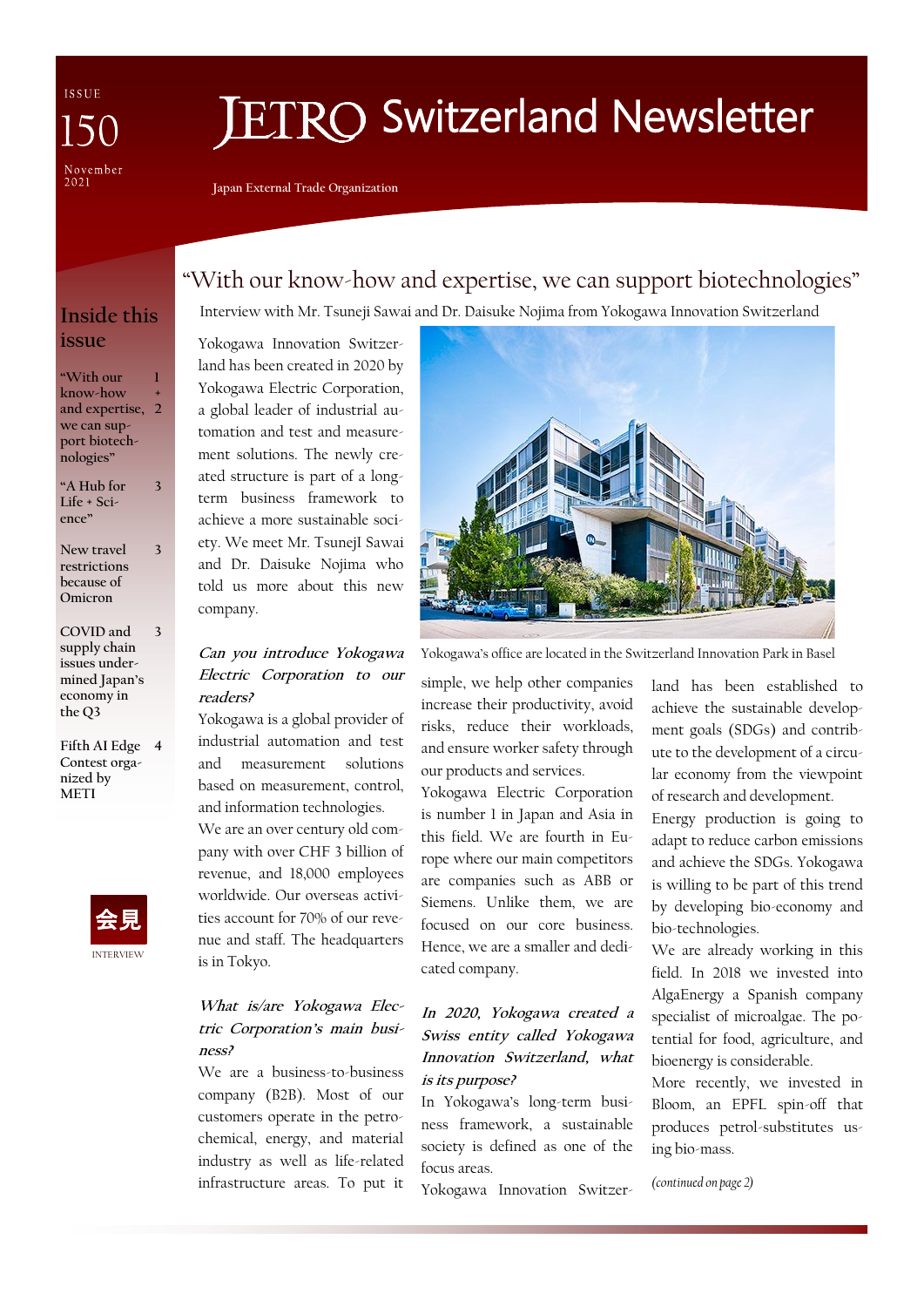ISSUE 150

November 2021

# JETRO Switzerland Newsletter

Japan External Trade Organization

## Inside this issue

| | |
|---|---|
| "With our know-how and expertise, we can support biotechnologies" | 1 + 2 |
| "A Hub for Life + Science" | 3 |
| New travel restrictions because of Omicron | 3 |
| COVID and supply chain issues undermined Japan's economy in the Q3 | 3 |
| Fifth AI Edge Contest organized by METI | 4 |

会見

INTERVIEW

## "With our know-how and expertise, we can support biotechnologies"

Interview with Mr. Tsuneji Sawai and Dr. Daisuke Nojima from Yokogawa Innovation Switzerland

Yokogawa Innovation Switzerland has been created in 2020 by Yokogawa Electric Corporation, a global leader of industrial automation and test and measurement solutions. The newly created structure is part of a long-term business framework to achieve a more sustainable society. We meet Mr. TsunejI Sawai and Dr. Daisuke Nojima who told us more about this new company.

Yokogawa's office are located in the Switzerland Innovation Park in Basel

***Can you introduce Yokogawa Electric Corporation to our readers?***

Yokogawa is a global provider of industrial automation and test and measurement solutions based on measurement, control, and information technologies.

We are an over century old company with over CHF 3 billion of revenue, and 18,000 employees worldwide. Our overseas activities account for 70% of our revenue and staff. The headquarters is in Tokyo.

***What is/are Yokogawa Electric Corporation's main business?***

We are a business-to-business company (B2B). Most of our customers operate in the petrochemical, energy, and material industry as well as life-related infrastructure areas. To put it simple, we help other companies increase their productivity, avoid risks, reduce their workloads, and ensure worker safety through our products and services.

Yokogawa Electric Corporation is number 1 in Japan and Asia in this field. We are fourth in Europe where our main competitors are companies such as ABB or Siemens. Unlike them, we are focused on our core business. Hence, we are a smaller and dedicated company.

***In 2020, Yokogawa created a Swiss entity called Yokogawa Innovation Switzerland, what is its purpose?***

In Yokogawa's long-term business framework, a sustainable society is defined as one of the focus areas.

Yokogawa Innovation Switzerland has been established to achieve the sustainable development goals (SDGs) and contribute to the development of a circular economy from the viewpoint of research and development.

Energy production is going to adapt to reduce carbon emissions and achieve the SDGs. Yokogawa is willing to be part of this trend by developing bio-economy and bio-technologies.

We are already working in this field. In 2018 we invested into AlgaEnergy a Spanish company specialist of microalgae. The potential for food, agriculture, and bioenergy is considerable.

More recently, we invested in Bloom, an EPFL spin-off that produces petrol-substitutes using bio-mass.

*(continued on page 2)*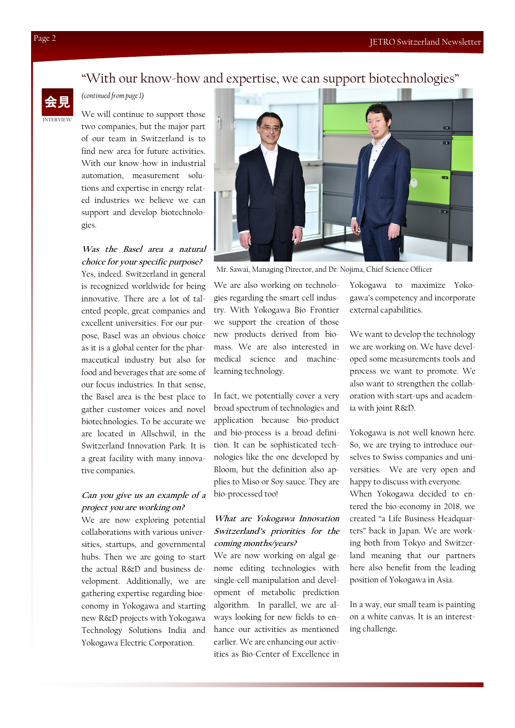# “With our know-how and expertise, we can support biotechnologies”

会見

INTERVIEW

*(continued from page 1)*

We will continue to support those two companies, but the major part of our team in Switzerland is to find new area for future activities. With our know-how in industrial automation, measurement solutions and expertise in energy related industries we believe we can support and develop biotechnologies.

***Was the Basel area a natural choice for your specific purpose?***

Yes, indeed. Switzerland in general is recognized worldwide for being innovative. There are a lot of talented people, great companies and excellent universities. For our purpose, Basel was an obvious choice as it is a global center for the pharmaceutical industry but also for food and beverages that are some of our focus industries. In that sense, the Basel area is the best place to gather customer voices and novel biotechnologies. To be accurate we are located in Allschwil, in the Switzerland Innovation Park. It is a great facility with many innovative companies.

***Can you give us an example of a project you are working on?***

We are now exploring potential collaborations with various universities, startups, and governmental hubs. Then we are going to start the actual R&D and business development. Additionally, we are gathering expertise regarding bioeconomy in Yokogawa and starting new R&D projects with Yokogawa Technology Solutions India and Yokogawa Electric Corporation.

Mr. Sawai, Managing Director, and Dr. Nojima, Chief Science Officer

We are also working on technologies regarding the smart cell industry. With Yokogawa Bio Frontier we support the creation of those new products derived from biomass. We are also interested in medical science and machine-learning technology.

In fact, we potentially cover a very broad spectrum of technologies and application because bio-product and bio-process is a broad definition. It can be sophisticated technologies like the one developed by Bloom, but the definition also applies to Miso or Soy sauce. They are bio-processed too!

***What are Yokogawa Innovation Switzerland’s priorities for the coming months/years?***

We are now working on algal genome editing technologies with single-cell manipulation and development of metabolic prediction algorithm. In parallel, we are always looking for new fields to enhance our activities as mentioned earlier. We are enhancing our activities as Bio-Center of Excellence in Yokogawa to maximize Yokogawa’s competency and incorporate external capabilities.

We want to develop the technology we are working on. We have developed some measurements tools and process we want to promote. We also want to strengthen the collaboration with start-ups and academia with joint R&D.

Yokogawa is not well known here. So, we are trying to introduce ourselves to Swiss companies and universities. We are very open and happy to discuss with everyone.
When Yokogawa decided to entered the bio-economy in 2018, we created “a Life Business Headquarters” back in Japan. We are working both from Tokyo and Switzerland meaning that our partners here also benefit from the leading position of Yokogawa in Asia.

In a way, our small team is painting on a white canvas. It is an interesting challenge.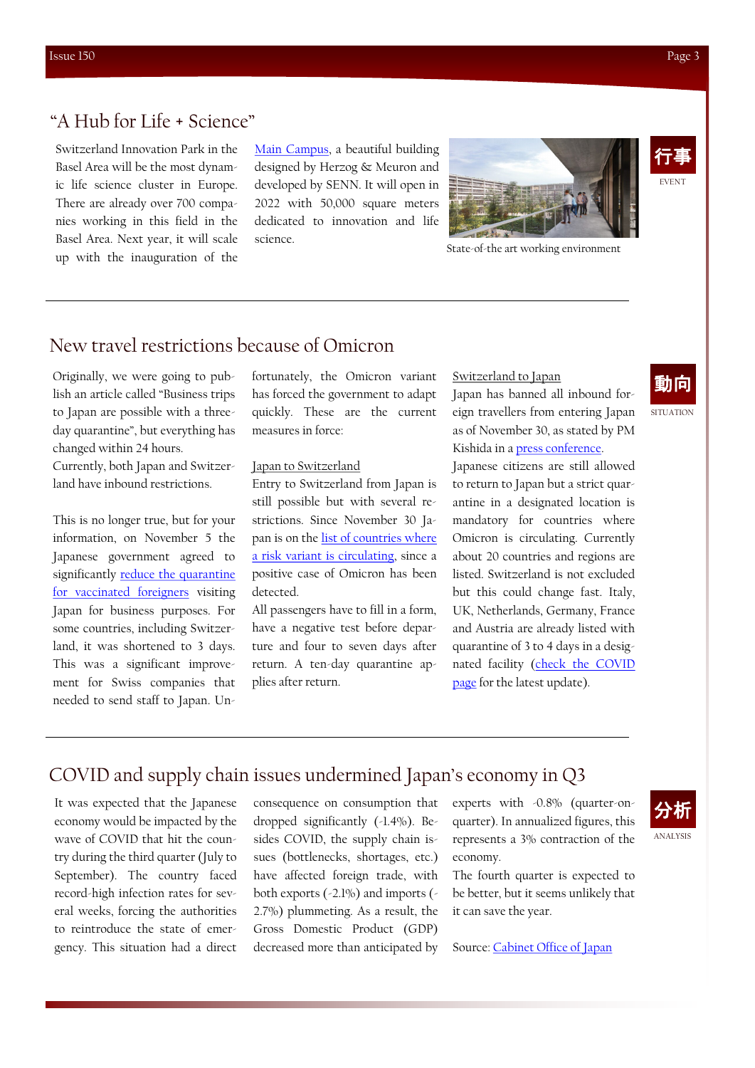## "A Hub for Life + Science"

行事

EVENT

Switzerland Innovation Park in the Basel Area will be the most dynamic life science cluster in Europe. There are already over 700 companies working in this field in the Basel Area. Next year, it will scale up with the inauguration of the Main Campus, a beautiful building designed by Herzog & Meuron and developed by SENN. It will open in 2022 with 50,000 square meters dedicated to innovation and life science.

State-of-the art working environment

## New travel restrictions because of Omicron

動向

SITUATION

Originally, we were going to publish an article called "Business trips to Japan are possible with a three-day quarantine", but everything has changed within 24 hours.

Currently, both Japan and Switzerland have inbound restrictions.

This is no longer true, but for your information, on November 5 the Japanese government agreed to significantly reduce the quarantine for vaccinated foreigners visiting Japan for business purposes. For some countries, including Switzerland, it was shortened to 3 days. This was a significant improvement for Swiss companies that needed to send staff to Japan. Unfortunately, the Omicron variant has forced the government to adapt quickly. These are the current measures in force:

**Japan to Switzerland**

Entry to Switzerland from Japan is still possible but with several restrictions. Since November 30 Japan is on the list of countries where a risk variant is circulating, since a positive case of Omicron has been detected.

All passengers have to fill in a form, have a negative test before departure and four to seven days after return. A ten-day quarantine applies after return.

**Switzerland to Japan**

Japan has banned all inbound foreign travellers from entering Japan as of November 30, as stated by PM Kishida in a press conference.

Japanese citizens are still allowed to return to Japan but a strict quarantine in a designated location is mandatory for countries where Omicron is circulating. Currently about 20 countries and regions are listed. Switzerland is not excluded but this could change fast. Italy, UK, Netherlands, Germany, France and Austria are already listed with quarantine of 3 to 4 days in a designated facility (check the COVID page for the latest update).

## COVID and supply chain issues undermined Japan's economy in Q3

分析

ANALYSIS

It was expected that the Japanese economy would be impacted by the wave of COVID that hit the country during the third quarter (July to September). The country faced record-high infection rates for several weeks, forcing the authorities to reintroduce the state of emergency. This situation had a direct consequence on consumption that dropped significantly (-1.4%). Besides COVID, the supply chain issues (bottlenecks, shortages, etc.) have affected foreign trade, with both exports (-2.1%) and imports (-2.7%) plummeting. As a result, the Gross Domestic Product (GDP) decreased more than anticipated by experts with -0.8% (quarter-on-quarter). In annualized figures, this represents a 3% contraction of the economy.

The fourth quarter is expected to be better, but it seems unlikely that it can save the year.

Source: Cabinet Office of Japan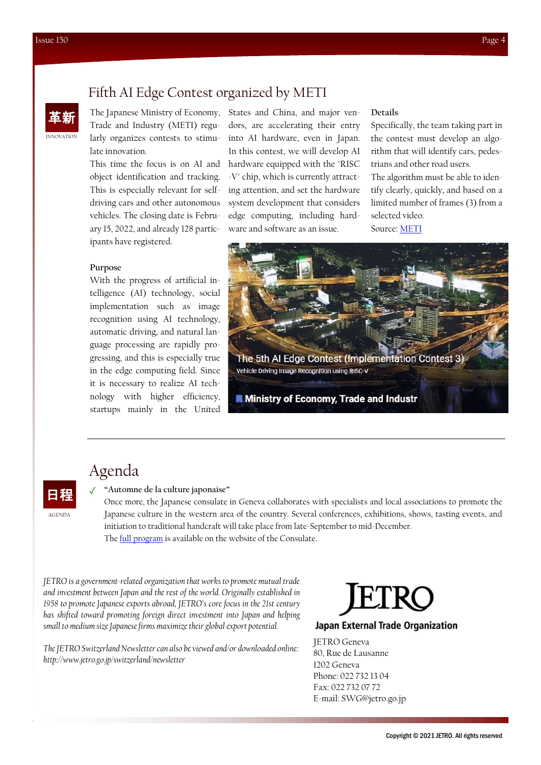## Fifth AI Edge Contest organized by METI

革新

INNOVATION

The Japanese Ministry of Economy, Trade and Industry (METI) regularly organizes contests to stimulate innovation.

This time the focus is on AI and object identification and tracking. This is especially relevant for self-driving cars and other autonomous vehicles. The closing date is February 15, 2022, and already 128 participants have registered.

**Purpose**

With the progress of artificial intelligence (AI) technology, social implementation such as image recognition using AI technology, automatic driving, and natural language processing are rapidly progressing, and this is especially true in the edge computing field. Since it is necessary to realize AI technology with higher efficiency, startups mainly in the United States and China, and major vendors, are accelerating their entry into AI hardware, even in Japan. In this contest, we will develop AI hardware equipped with the "RISC-V" chip, which is currently attracting attention, and set the hardware system development that considers edge computing, including hardware and software as an issue.

**Details**

Specifically, the team taking part in the contest must develop an algorithm that will identify cars, pedestrians and other road users.

The algorithm must be able to identify clearly, quickly, and based on a limited number of frames (3) from a selected video.

Source: [METI]

The 5th AI Edge Contest (Implementation Contest 3)

Vehicle Driving Image Recognition using RISC-V

Ministry of Economy, Trade and Industr

---

## Agenda

日程

AGENDA

- **"Automne de la culture japonaise"**

  Once more, the Japanese consulate in Geneva collaborates with specialists and local associations to promote the Japanese culture in the western area of the country. Several conferences, exhibitions, shows, tasting events, and initiation to traditional handcraft will take place from late-September to mid-December.

  The [full program] is available on the website of the Consulate.

*JETRO is a government-related organization that works to promote mutual trade and investment between Japan and the rest of the world. Originally established in 1958 to promote Japanese exports abroad, JETRO's core focus in the 21st century has shifted toward promoting foreign direct investment into Japan and helping small to medium size Japanese firms maximize their global export potential.*

*The JETRO Switzerland Newsletter can also be viewed and/or downloaded online: http://www.jetro.go.jp/switzerland/newsletter*

JETRO

Japan External Trade Organization

JETRO Geneva
80, Rue de Lausanne
1202 Geneva
Phone: 022 732 13 04
Fax: 022 732 07 72
E-mail: SWG@jetro.go.jp

Copyright © 2021 JETRO. All rights reserved